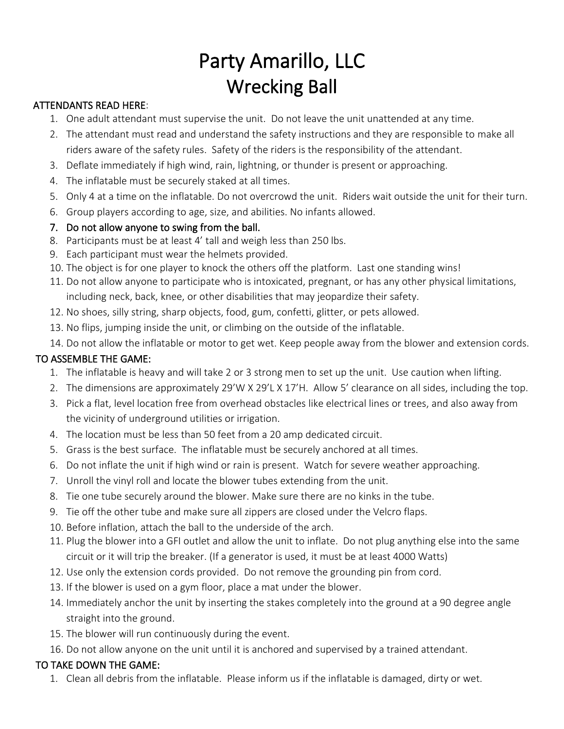# Party Amarillo, LLC
# Wrecking Ball

**ATTENDANTS READ HERE**:

1. One adult attendant must supervise the unit. Do not leave the unit unattended at any time.
2. The attendant must read and understand the safety instructions and they are responsible to make all riders aware of the safety rules. Safety of the riders is the responsibility of the attendant.
3. Deflate immediately if high wind, rain, lightning, or thunder is present or approaching.
4. The inflatable must be securely staked at all times.
5. Only 4 at a time on the inflatable. Do not overcrowd the unit. Riders wait outside the unit for their turn.
6. Group players according to age, size, and abilities. No infants allowed.
7. **Do not allow anyone to swing from the ball.**
8. Participants must be at least 4' tall and weigh less than 250 lbs.
9. Each participant must wear the helmets provided.
10. The object is for one player to knock the others off the platform. Last one standing wins!
11. Do not allow anyone to participate who is intoxicated, pregnant, or has any other physical limitations, including neck, back, knee, or other disabilities that may jeopardize their safety.
12. No shoes, silly string, sharp objects, food, gum, confetti, glitter, or pets allowed.
13. No flips, jumping inside the unit, or climbing on the outside of the inflatable.
14. Do not allow the inflatable or motor to get wet. Keep people away from the blower and extension cords.

**TO ASSEMBLE THE GAME:**

1. The inflatable is heavy and will take 2 or 3 strong men to set up the unit. Use caution when lifting.
2. The dimensions are approximately 29'W X 29'L X 17'H. Allow 5' clearance on all sides, including the top.
3. Pick a flat, level location free from overhead obstacles like electrical lines or trees, and also away from the vicinity of underground utilities or irrigation.
4. The location must be less than 50 feet from a 20 amp dedicated circuit.
5. Grass is the best surface. The inflatable must be securely anchored at all times.
6. Do not inflate the unit if high wind or rain is present. Watch for severe weather approaching.
7. Unroll the vinyl roll and locate the blower tubes extending from the unit.
8. Tie one tube securely around the blower. Make sure there are no kinks in the tube.
9. Tie off the other tube and make sure all zippers are closed under the Velcro flaps.
10. Before inflation, attach the ball to the underside of the arch.
11. Plug the blower into a GFI outlet and allow the unit to inflate. Do not plug anything else into the same circuit or it will trip the breaker. (If a generator is used, it must be at least 4000 Watts)
12. Use only the extension cords provided. Do not remove the grounding pin from cord.
13. If the blower is used on a gym floor, place a mat under the blower.
14. Immediately anchor the unit by inserting the stakes completely into the ground at a 90 degree angle straight into the ground.
15. The blower will run continuously during the event.
16. Do not allow anyone on the unit until it is anchored and supervised by a trained attendant.

**TO TAKE DOWN THE GAME:**

1. Clean all debris from the inflatable. Please inform us if the inflatable is damaged, dirty or wet.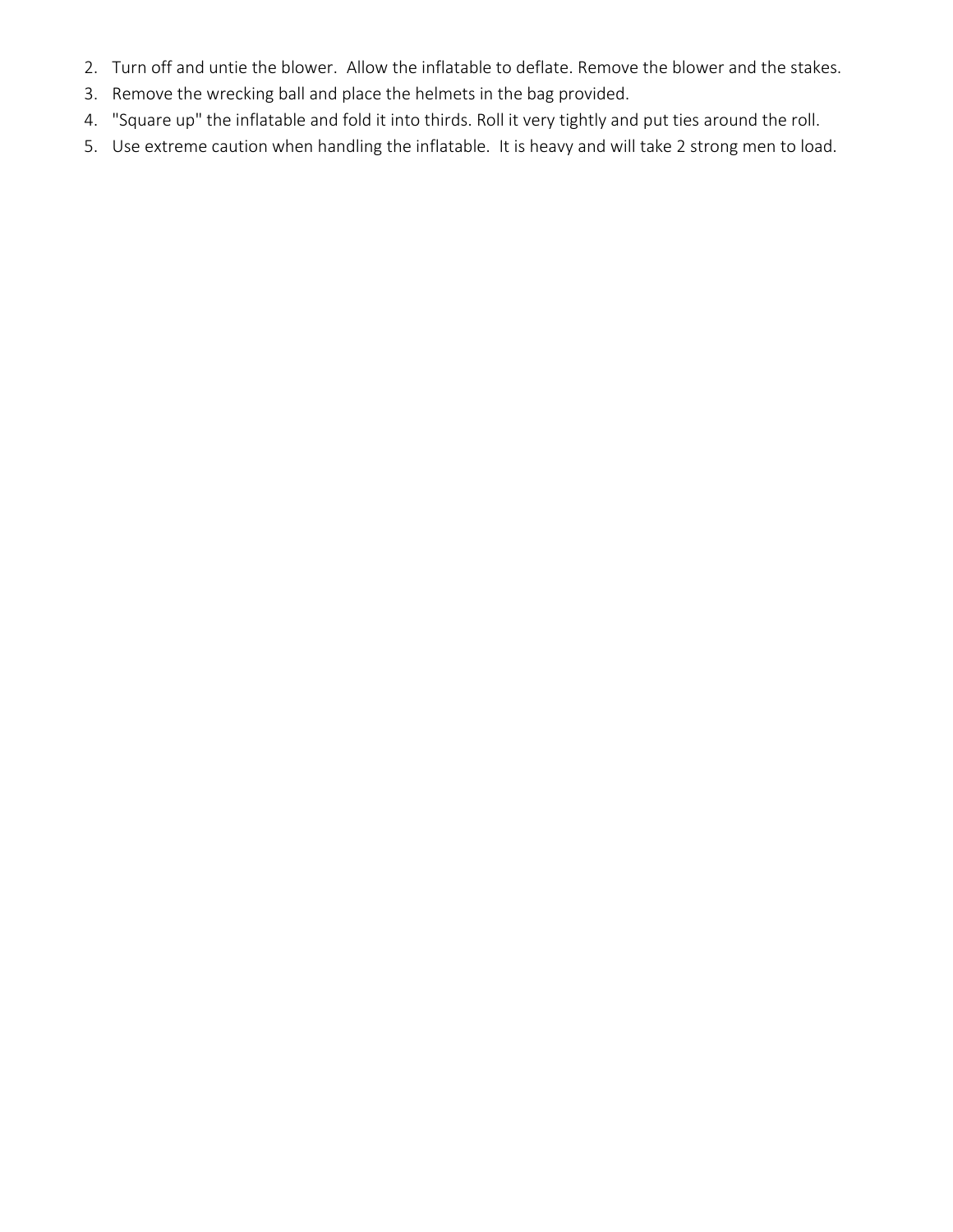2. Turn off and untie the blower. Allow the inflatable to deflate. Remove the blower and the stakes.
3. Remove the wrecking ball and place the helmets in the bag provided.
4. "Square up" the inflatable and fold it into thirds. Roll it very tightly and put ties around the roll.
5. Use extreme caution when handling the inflatable. It is heavy and will take 2 strong men to load.